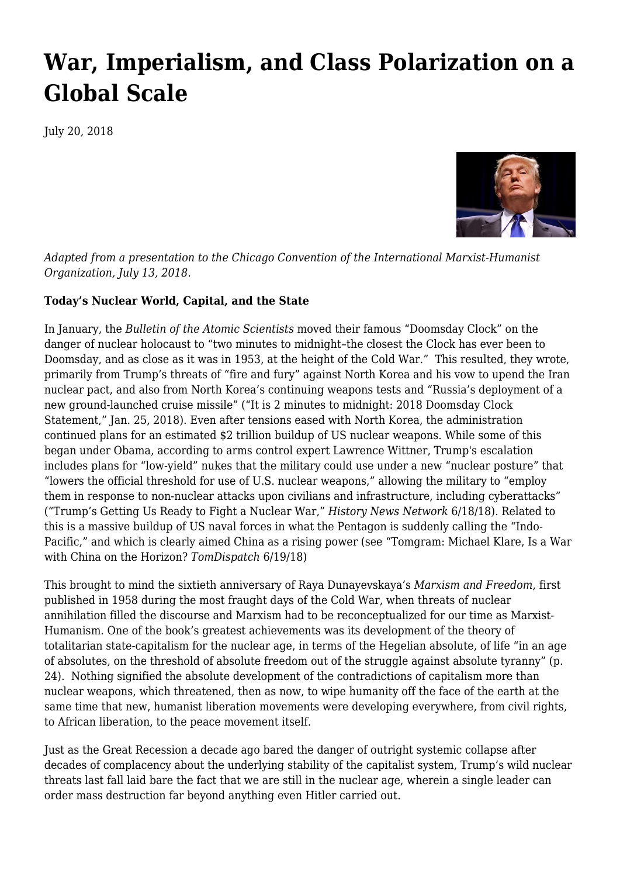# War, Imperialism, and Class Polarization on a Global Scale

July 20, 2018

*Adapted from a presentation to the Chicago Convention of the International Marxist-Humanist Organization, July 13, 2018.*

**Today's Nuclear World, Capital, and the State**

In January, the *Bulletin of the Atomic Scientists* moved their famous "Doomsday Clock" on the danger of nuclear holocaust to "two minutes to midnight–the closest the Clock has ever been to Doomsday, and as close as it was in 1953, at the height of the Cold War." This resulted, they wrote, primarily from Trump's threats of "fire and fury" against North Korea and his vow to upend the Iran nuclear pact, and also from North Korea's continuing weapons tests and "Russia's deployment of a new ground-launched cruise missile" ("It is 2 minutes to midnight: 2018 Doomsday Clock Statement," Jan. 25, 2018). Even after tensions eased with North Korea, the administration continued plans for an estimated $2 trillion buildup of US nuclear weapons. While some of this began under Obama, according to arms control expert Lawrence Wittner, Trump's escalation includes plans for "low-yield" nukes that the military could use under a new "nuclear posture" that "lowers the official threshold for use of U.S. nuclear weapons," allowing the military to "employ them in response to non-nuclear attacks upon civilians and infrastructure, including cyberattacks" ("Trump's Getting Us Ready to Fight a Nuclear War," *History News Network* 6/18/18). Related to this is a massive buildup of US naval forces in what the Pentagon is suddenly calling the "Indo-Pacific," and which is clearly aimed China as a rising power (see "Tomgram: Michael Klare, Is a War with China on the Horizon? *TomDispatch* 6/19/18)

This brought to mind the sixtieth anniversary of Raya Dunayevskaya's *Marxism and Freedom*, first published in 1958 during the most fraught days of the Cold War, when threats of nuclear annihilation filled the discourse and Marxism had to be reconceptualized for our time as Marxist-Humanism. One of the book's greatest achievements was its development of the theory of totalitarian state-capitalism for the nuclear age, in terms of the Hegelian absolute, of life "in an age of absolutes, on the threshold of absolute freedom out of the struggle against absolute tyranny" (p. 24). Nothing signified the absolute development of the contradictions of capitalism more than nuclear weapons, which threatened, then as now, to wipe humanity off the face of the earth at the same time that new, humanist liberation movements were developing everywhere, from civil rights, to African liberation, to the peace movement itself.

Just as the Great Recession a decade ago bared the danger of outright systemic collapse after decades of complacency about the underlying stability of the capitalist system, Trump's wild nuclear threats last fall laid bare the fact that we are still in the nuclear age, wherein a single leader can order mass destruction far beyond anything even Hitler carried out.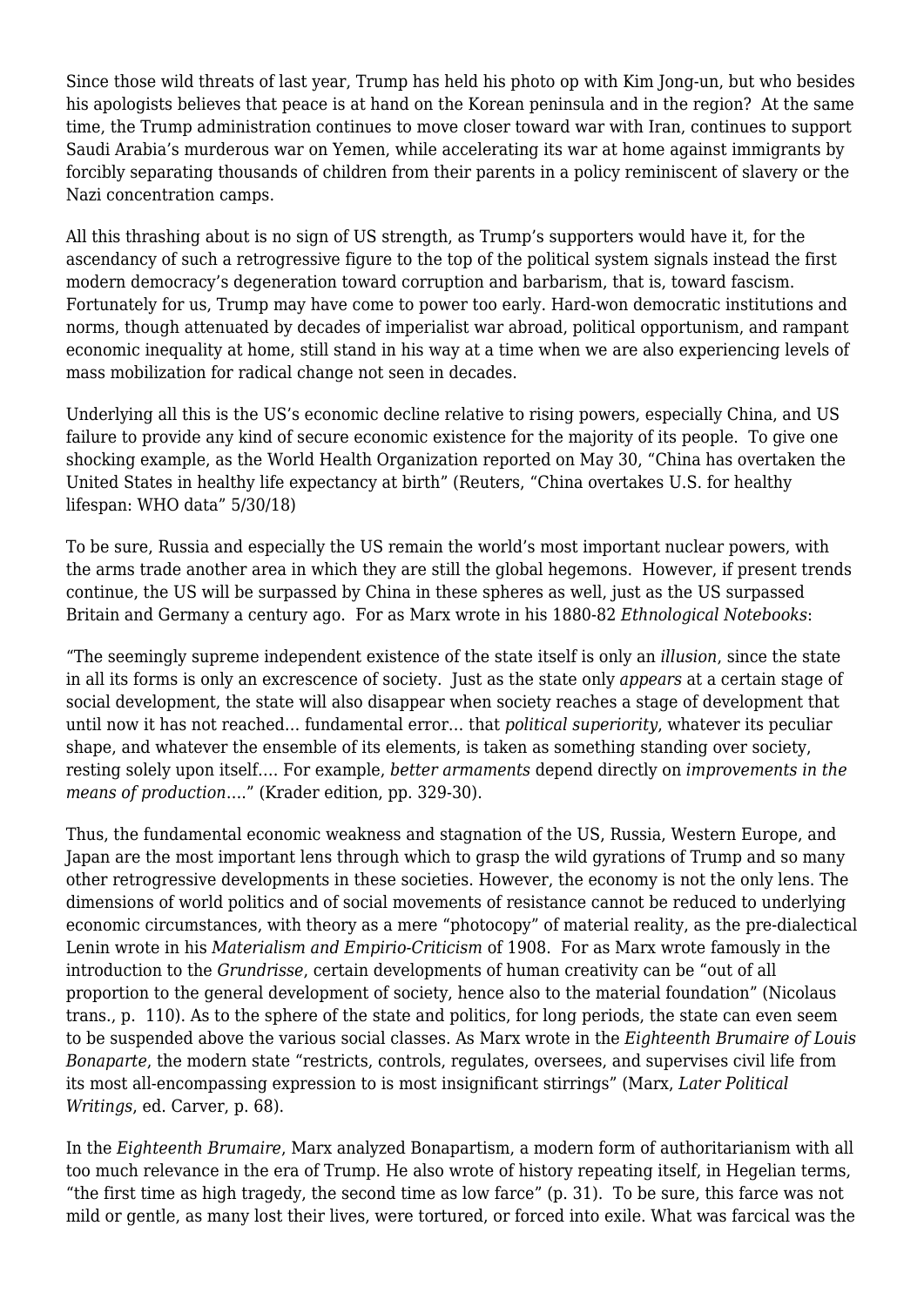Since those wild threats of last year, Trump has held his photo op with Kim Jong-un, but who besides his apologists believes that peace is at hand on the Korean peninsula and in the region? At the same time, the Trump administration continues to move closer toward war with Iran, continues to support Saudi Arabia's murderous war on Yemen, while accelerating its war at home against immigrants by forcibly separating thousands of children from their parents in a policy reminiscent of slavery or the Nazi concentration camps.

All this thrashing about is no sign of US strength, as Trump's supporters would have it, for the ascendancy of such a retrogressive figure to the top of the political system signals instead the first modern democracy's degeneration toward corruption and barbarism, that is, toward fascism. Fortunately for us, Trump may have come to power too early. Hard-won democratic institutions and norms, though attenuated by decades of imperialist war abroad, political opportunism, and rampant economic inequality at home, still stand in his way at a time when we are also experiencing levels of mass mobilization for radical change not seen in decades.

Underlying all this is the US's economic decline relative to rising powers, especially China, and US failure to provide any kind of secure economic existence for the majority of its people. To give one shocking example, as the World Health Organization reported on May 30, "China has overtaken the United States in healthy life expectancy at birth" (Reuters, "China overtakes U.S. for healthy lifespan: WHO data" 5/30/18)

To be sure, Russia and especially the US remain the world's most important nuclear powers, with the arms trade another area in which they are still the global hegemons. However, if present trends continue, the US will be surpassed by China in these spheres as well, just as the US surpassed Britain and Germany a century ago. For as Marx wrote in his 1880-82 *Ethnological Notebooks*:

"The seemingly supreme independent existence of the state itself is only an *illusion*, since the state in all its forms is only an excrescence of society. Just as the state only *appears* at a certain stage of social development, the state will also disappear when society reaches a stage of development that until now it has not reached… fundamental error… that *political superiority*, whatever its peculiar shape, and whatever the ensemble of its elements, is taken as something standing over society, resting solely upon itself…. For example, *better armaments* depend directly on *improvements in the means of production*…." (Krader edition, pp. 329-30).

Thus, the fundamental economic weakness and stagnation of the US, Russia, Western Europe, and Japan are the most important lens through which to grasp the wild gyrations of Trump and so many other retrogressive developments in these societies. However, the economy is not the only lens. The dimensions of world politics and of social movements of resistance cannot be reduced to underlying economic circumstances, with theory as a mere "photocopy" of material reality, as the pre-dialectical Lenin wrote in his *Materialism and Empirio-Criticism* of 1908. For as Marx wrote famously in the introduction to the *Grundrisse*, certain developments of human creativity can be "out of all proportion to the general development of society, hence also to the material foundation" (Nicolaus trans., p. 110). As to the sphere of the state and politics, for long periods, the state can even seem to be suspended above the various social classes. As Marx wrote in the *Eighteenth Brumaire of Louis Bonaparte*, the modern state "restricts, controls, regulates, oversees, and supervises civil life from its most all-encompassing expression to is most insignificant stirrings" (Marx, *Later Political Writings*, ed. Carver, p. 68).

In the *Eighteenth Brumaire*, Marx analyzed Bonapartism, a modern form of authoritarianism with all too much relevance in the era of Trump. He also wrote of history repeating itself, in Hegelian terms, "the first time as high tragedy, the second time as low farce" (p. 31). To be sure, this farce was not mild or gentle, as many lost their lives, were tortured, or forced into exile. What was farcical was the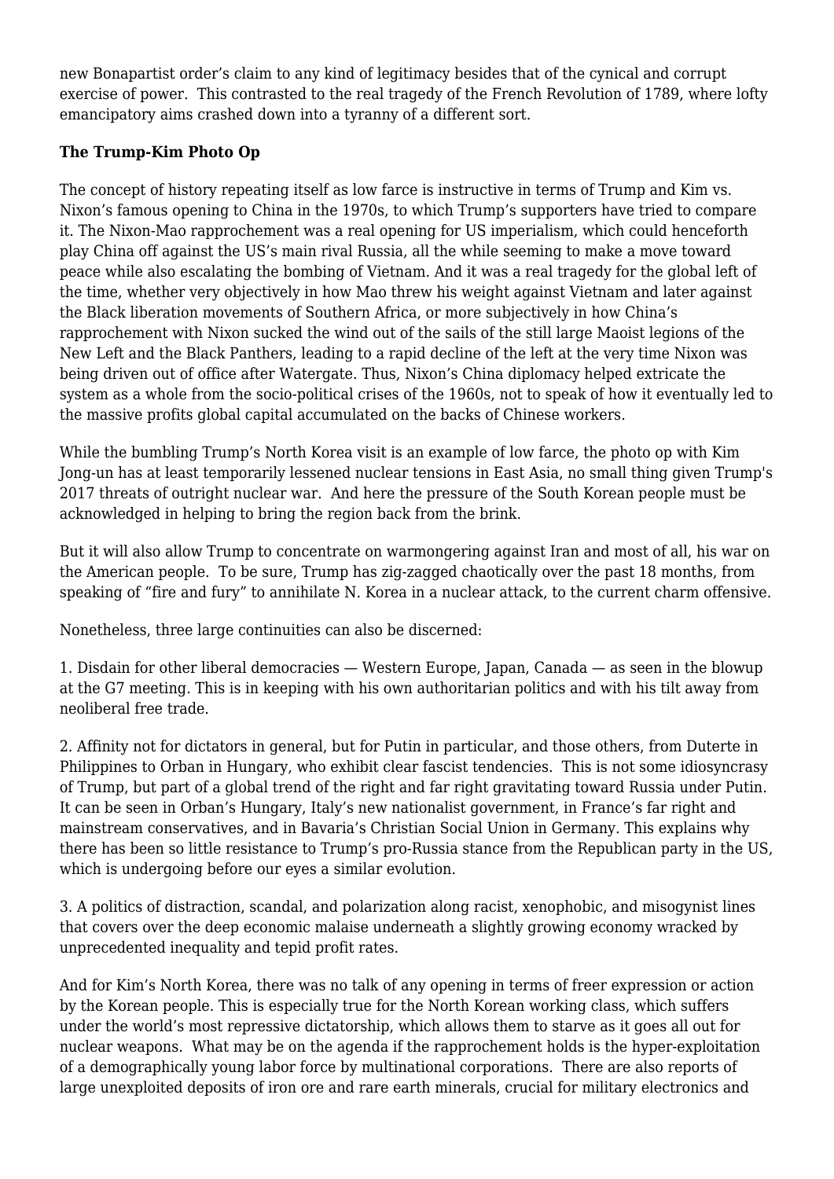new Bonapartist order's claim to any kind of legitimacy besides that of the cynical and corrupt exercise of power. This contrasted to the real tragedy of the French Revolution of 1789, where lofty emancipatory aims crashed down into a tyranny of a different sort.

**The Trump-Kim Photo Op**

The concept of history repeating itself as low farce is instructive in terms of Trump and Kim vs. Nixon's famous opening to China in the 1970s, to which Trump's supporters have tried to compare it. The Nixon-Mao rapprochement was a real opening for US imperialism, which could henceforth play China off against the US's main rival Russia, all the while seeming to make a move toward peace while also escalating the bombing of Vietnam. And it was a real tragedy for the global left of the time, whether very objectively in how Mao threw his weight against Vietnam and later against the Black liberation movements of Southern Africa, or more subjectively in how China's rapprochement with Nixon sucked the wind out of the sails of the still large Maoist legions of the New Left and the Black Panthers, leading to a rapid decline of the left at the very time Nixon was being driven out of office after Watergate. Thus, Nixon's China diplomacy helped extricate the system as a whole from the socio-political crises of the 1960s, not to speak of how it eventually led to the massive profits global capital accumulated on the backs of Chinese workers.

While the bumbling Trump's North Korea visit is an example of low farce, the photo op with Kim Jong-un has at least temporarily lessened nuclear tensions in East Asia, no small thing given Trump's 2017 threats of outright nuclear war. And here the pressure of the South Korean people must be acknowledged in helping to bring the region back from the brink.

But it will also allow Trump to concentrate on warmongering against Iran and most of all, his war on the American people. To be sure, Trump has zig-zagged chaotically over the past 18 months, from speaking of "fire and fury" to annihilate N. Korea in a nuclear attack, to the current charm offensive.

Nonetheless, three large continuities can also be discerned:

1. Disdain for other liberal democracies — Western Europe, Japan, Canada — as seen in the blowup at the G7 meeting. This is in keeping with his own authoritarian politics and with his tilt away from neoliberal free trade.

2. Affinity not for dictators in general, but for Putin in particular, and those others, from Duterte in Philippines to Orban in Hungary, who exhibit clear fascist tendencies. This is not some idiosyncrasy of Trump, but part of a global trend of the right and far right gravitating toward Russia under Putin. It can be seen in Orban's Hungary, Italy's new nationalist government, in France's far right and mainstream conservatives, and in Bavaria's Christian Social Union in Germany. This explains why there has been so little resistance to Trump's pro-Russia stance from the Republican party in the US, which is undergoing before our eyes a similar evolution.

3. A politics of distraction, scandal, and polarization along racist, xenophobic, and misogynist lines that covers over the deep economic malaise underneath a slightly growing economy wracked by unprecedented inequality and tepid profit rates.

And for Kim's North Korea, there was no talk of any opening in terms of freer expression or action by the Korean people. This is especially true for the North Korean working class, which suffers under the world's most repressive dictatorship, which allows them to starve as it goes all out for nuclear weapons. What may be on the agenda if the rapprochement holds is the hyper-exploitation of a demographically young labor force by multinational corporations. There are also reports of large unexploited deposits of iron ore and rare earth minerals, crucial for military electronics and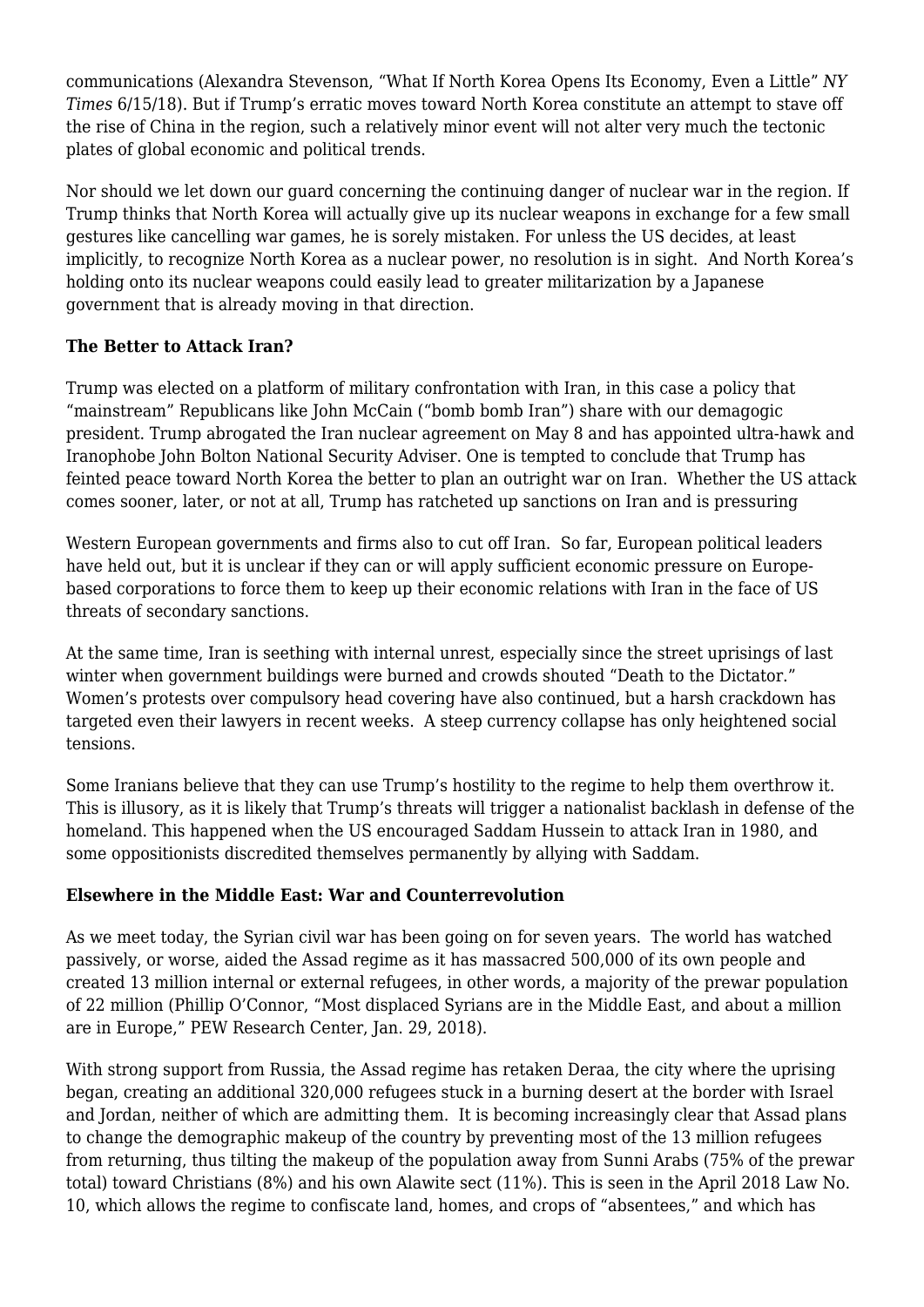communications (Alexandra Stevenson, "What If North Korea Opens Its Economy, Even a Little" *NY Times* 6/15/18). But if Trump's erratic moves toward North Korea constitute an attempt to stave off the rise of China in the region, such a relatively minor event will not alter very much the tectonic plates of global economic and political trends.

Nor should we let down our guard concerning the continuing danger of nuclear war in the region. If Trump thinks that North Korea will actually give up its nuclear weapons in exchange for a few small gestures like cancelling war games, he is sorely mistaken. For unless the US decides, at least implicitly, to recognize North Korea as a nuclear power, no resolution is in sight. And North Korea's holding onto its nuclear weapons could easily lead to greater militarization by a Japanese government that is already moving in that direction.

**The Better to Attack Iran?**

Trump was elected on a platform of military confrontation with Iran, in this case a policy that "mainstream" Republicans like John McCain ("bomb bomb Iran") share with our demagogic president. Trump abrogated the Iran nuclear agreement on May 8 and has appointed ultra-hawk and Iranophobe John Bolton National Security Adviser. One is tempted to conclude that Trump has feinted peace toward North Korea the better to plan an outright war on Iran. Whether the US attack comes sooner, later, or not at all, Trump has ratcheted up sanctions on Iran and is pressuring Western European governments and firms also to cut off Iran. So far, European political leaders have held out, but it is unclear if they can or will apply sufficient economic pressure on Europe-based corporations to force them to keep up their economic relations with Iran in the face of US threats of secondary sanctions.

At the same time, Iran is seething with internal unrest, especially since the street uprisings of last winter when government buildings were burned and crowds shouted "Death to the Dictator." Women's protests over compulsory head covering have also continued, but a harsh crackdown has targeted even their lawyers in recent weeks. A steep currency collapse has only heightened social tensions.

Some Iranians believe that they can use Trump's hostility to the regime to help them overthrow it. This is illusory, as it is likely that Trump's threats will trigger a nationalist backlash in defense of the homeland. This happened when the US encouraged Saddam Hussein to attack Iran in 1980, and some oppositionists discredited themselves permanently by allying with Saddam.

**Elsewhere in the Middle East: War and Counterrevolution**

As we meet today, the Syrian civil war has been going on for seven years. The world has watched passively, or worse, aided the Assad regime as it has massacred 500,000 of its own people and created 13 million internal or external refugees, in other words, a majority of the prewar population of 22 million (Phillip O'Connor, "Most displaced Syrians are in the Middle East, and about a million are in Europe," PEW Research Center, Jan. 29, 2018).

With strong support from Russia, the Assad regime has retaken Deraa, the city where the uprising began, creating an additional 320,000 refugees stuck in a burning desert at the border with Israel and Jordan, neither of which are admitting them. It is becoming increasingly clear that Assad plans to change the demographic makeup of the country by preventing most of the 13 million refugees from returning, thus tilting the makeup of the population away from Sunni Arabs (75% of the prewar total) toward Christians (8%) and his own Alawite sect (11%). This is seen in the April 2018 Law No. 10, which allows the regime to confiscate land, homes, and crops of "absentees," and which has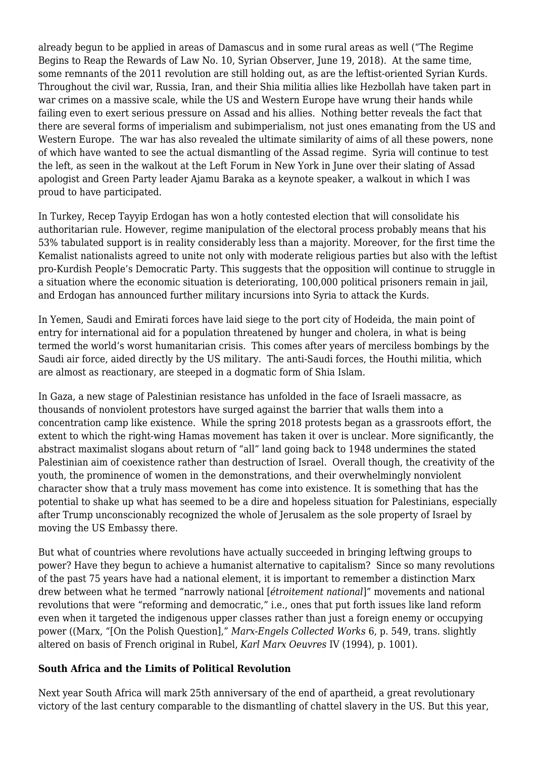already begun to be applied in areas of Damascus and in some rural areas as well ("The Regime Begins to Reap the Rewards of Law No. 10, Syrian Observer, June 19, 2018). At the same time, some remnants of the 2011 revolution are still holding out, as are the leftist-oriented Syrian Kurds. Throughout the civil war, Russia, Iran, and their Shia militia allies like Hezbollah have taken part in war crimes on a massive scale, while the US and Western Europe have wrung their hands while failing even to exert serious pressure on Assad and his allies. Nothing better reveals the fact that there are several forms of imperialism and subimperialism, not just ones emanating from the US and Western Europe. The war has also revealed the ultimate similarity of aims of all these powers, none of which have wanted to see the actual dismantling of the Assad regime. Syria will continue to test the left, as seen in the walkout at the Left Forum in New York in June over their slating of Assad apologist and Green Party leader Ajamu Baraka as a keynote speaker, a walkout in which I was proud to have participated.

In Turkey, Recep Tayyip Erdogan has won a hotly contested election that will consolidate his authoritarian rule. However, regime manipulation of the electoral process probably means that his 53% tabulated support is in reality considerably less than a majority. Moreover, for the first time the Kemalist nationalists agreed to unite not only with moderate religious parties but also with the leftist pro-Kurdish People's Democratic Party. This suggests that the opposition will continue to struggle in a situation where the economic situation is deteriorating, 100,000 political prisoners remain in jail, and Erdogan has announced further military incursions into Syria to attack the Kurds.

In Yemen, Saudi and Emirati forces have laid siege to the port city of Hodeida, the main point of entry for international aid for a population threatened by hunger and cholera, in what is being termed the world's worst humanitarian crisis. This comes after years of merciless bombings by the Saudi air force, aided directly by the US military. The anti-Saudi forces, the Houthi militia, which are almost as reactionary, are steeped in a dogmatic form of Shia Islam.

In Gaza, a new stage of Palestinian resistance has unfolded in the face of Israeli massacre, as thousands of nonviolent protestors have surged against the barrier that walls them into a concentration camp like existence. While the spring 2018 protests began as a grassroots effort, the extent to which the right-wing Hamas movement has taken it over is unclear. More significantly, the abstract maximalist slogans about return of "all" land going back to 1948 undermines the stated Palestinian aim of coexistence rather than destruction of Israel. Overall though, the creativity of the youth, the prominence of women in the demonstrations, and their overwhelmingly nonviolent character show that a truly mass movement has come into existence. It is something that has the potential to shake up what has seemed to be a dire and hopeless situation for Palestinians, especially after Trump unconscionably recognized the whole of Jerusalem as the sole property of Israel by moving the US Embassy there.

But what of countries where revolutions have actually succeeded in bringing leftwing groups to power? Have they begun to achieve a humanist alternative to capitalism? Since so many revolutions of the past 75 years have had a national element, it is important to remember a distinction Marx drew between what he termed "narrowly national [*étroitement national*]" movements and national revolutions that were "reforming and democratic," i.e., ones that put forth issues like land reform even when it targeted the indigenous upper classes rather than just a foreign enemy or occupying power ((Marx, "[On the Polish Question]," *Marx-Engels Collected Works* 6, p. 549, trans. slightly altered on basis of French original in Rubel, *Karl Marx Oeuvres* IV (1994), p. 1001).

**South Africa and the Limits of Political Revolution**

Next year South Africa will mark 25th anniversary of the end of apartheid, a great revolutionary victory of the last century comparable to the dismantling of chattel slavery in the US. But this year,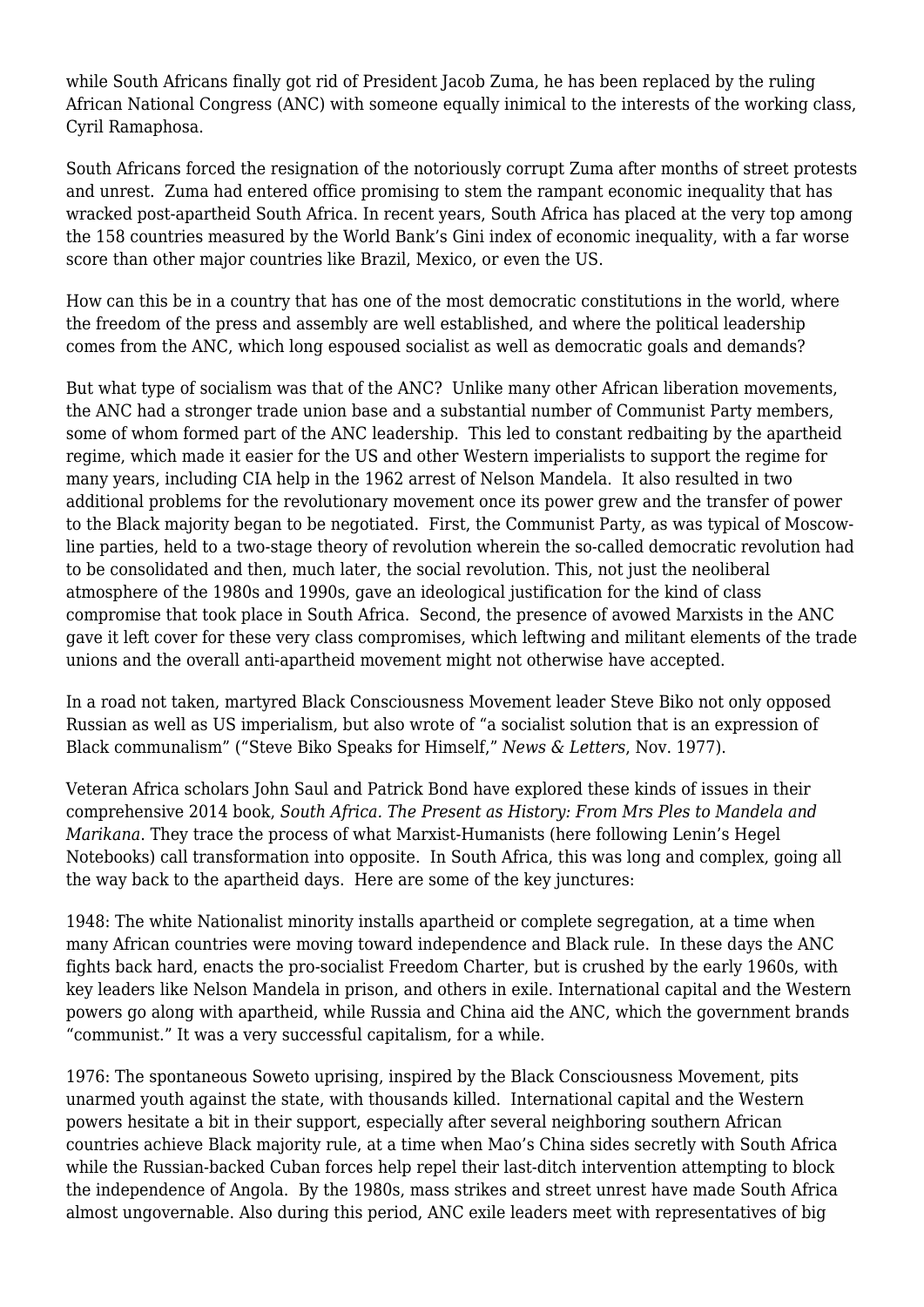while South Africans finally got rid of President Jacob Zuma, he has been replaced by the ruling African National Congress (ANC) with someone equally inimical to the interests of the working class, Cyril Ramaphosa.

South Africans forced the resignation of the notoriously corrupt Zuma after months of street protests and unrest. Zuma had entered office promising to stem the rampant economic inequality that has wracked post-apartheid South Africa. In recent years, South Africa has placed at the very top among the 158 countries measured by the World Bank's Gini index of economic inequality, with a far worse score than other major countries like Brazil, Mexico, or even the US.

How can this be in a country that has one of the most democratic constitutions in the world, where the freedom of the press and assembly are well established, and where the political leadership comes from the ANC, which long espoused socialist as well as democratic goals and demands?

But what type of socialism was that of the ANC? Unlike many other African liberation movements, the ANC had a stronger trade union base and a substantial number of Communist Party members, some of whom formed part of the ANC leadership. This led to constant redbaiting by the apartheid regime, which made it easier for the US and other Western imperialists to support the regime for many years, including CIA help in the 1962 arrest of Nelson Mandela. It also resulted in two additional problems for the revolutionary movement once its power grew and the transfer of power to the Black majority began to be negotiated. First, the Communist Party, as was typical of Moscow-line parties, held to a two-stage theory of revolution wherein the so-called democratic revolution had to be consolidated and then, much later, the social revolution. This, not just the neoliberal atmosphere of the 1980s and 1990s, gave an ideological justification for the kind of class compromise that took place in South Africa. Second, the presence of avowed Marxists in the ANC gave it left cover for these very class compromises, which leftwing and militant elements of the trade unions and the overall anti-apartheid movement might not otherwise have accepted.

In a road not taken, martyred Black Consciousness Movement leader Steve Biko not only opposed Russian as well as US imperialism, but also wrote of "a socialist solution that is an expression of Black communalism" ("Steve Biko Speaks for Himself," *News & Letters*, Nov. 1977).

Veteran Africa scholars John Saul and Patrick Bond have explored these kinds of issues in their comprehensive 2014 book, *South Africa. The Present as History: From Mrs Ples to Mandela and Marikana*. They trace the process of what Marxist-Humanists (here following Lenin's Hegel Notebooks) call transformation into opposite. In South Africa, this was long and complex, going all the way back to the apartheid days. Here are some of the key junctures:

1948: The white Nationalist minority installs apartheid or complete segregation, at a time when many African countries were moving toward independence and Black rule. In these days the ANC fights back hard, enacts the pro-socialist Freedom Charter, but is crushed by the early 1960s, with key leaders like Nelson Mandela in prison, and others in exile. International capital and the Western powers go along with apartheid, while Russia and China aid the ANC, which the government brands "communist." It was a very successful capitalism, for a while.

1976: The spontaneous Soweto uprising, inspired by the Black Consciousness Movement, pits unarmed youth against the state, with thousands killed. International capital and the Western powers hesitate a bit in their support, especially after several neighboring southern African countries achieve Black majority rule, at a time when Mao's China sides secretly with South Africa while the Russian-backed Cuban forces help repel their last-ditch intervention attempting to block the independence of Angola. By the 1980s, mass strikes and street unrest have made South Africa almost ungovernable. Also during this period, ANC exile leaders meet with representatives of big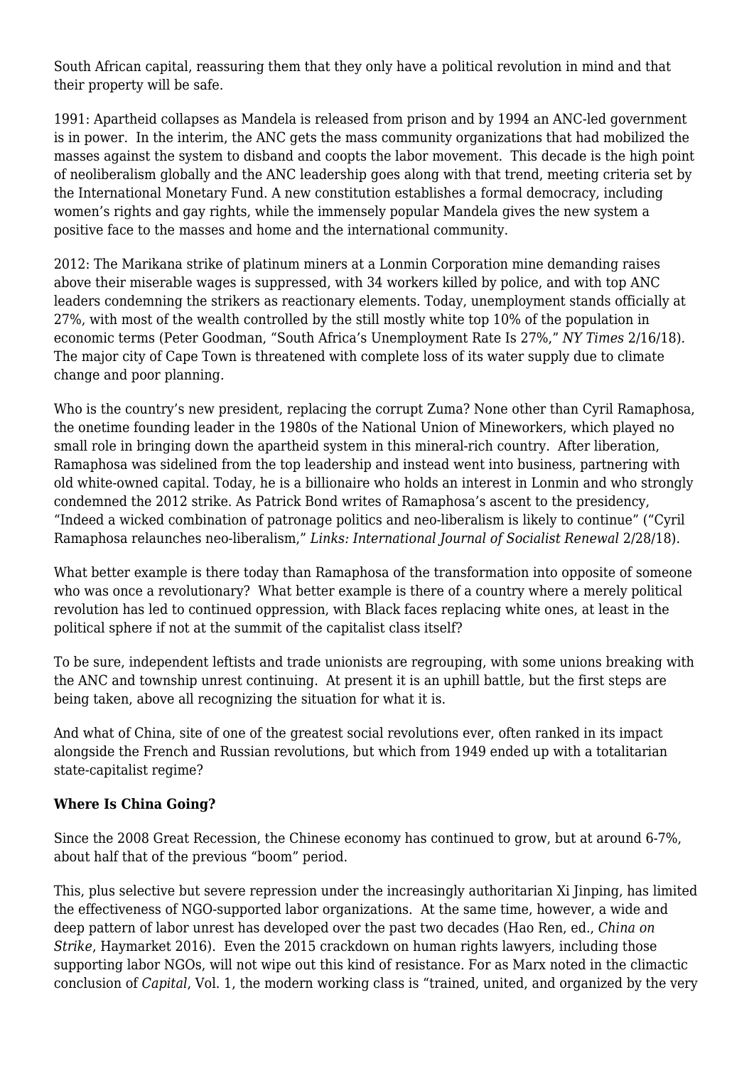South African capital, reassuring them that they only have a political revolution in mind and that their property will be safe.

1991: Apartheid collapses as Mandela is released from prison and by 1994 an ANC-led government is in power.  In the interim, the ANC gets the mass community organizations that had mobilized the masses against the system to disband and coopts the labor movement.  This decade is the high point of neoliberalism globally and the ANC leadership goes along with that trend, meeting criteria set by the International Monetary Fund. A new constitution establishes a formal democracy, including women's rights and gay rights, while the immensely popular Mandela gives the new system a positive face to the masses and home and the international community.

2012: The Marikana strike of platinum miners at a Lonmin Corporation mine demanding raises above their miserable wages is suppressed, with 34 workers killed by police, and with top ANC leaders condemning the strikers as reactionary elements. Today, unemployment stands officially at 27%, with most of the wealth controlled by the still mostly white top 10% of the population in economic terms (Peter Goodman, "South Africa's Unemployment Rate Is 27%," *NY Times* 2/16/18). The major city of Cape Town is threatened with complete loss of its water supply due to climate change and poor planning.

Who is the country's new president, replacing the corrupt Zuma? None other than Cyril Ramaphosa, the onetime founding leader in the 1980s of the National Union of Mineworkers, which played no small role in bringing down the apartheid system in this mineral-rich country.  After liberation, Ramaphosa was sidelined from the top leadership and instead went into business, partnering with old white-owned capital. Today, he is a billionaire who holds an interest in Lonmin and who strongly condemned the 2012 strike. As Patrick Bond writes of Ramaphosa's ascent to the presidency, "Indeed a wicked combination of patronage politics and neo-liberalism is likely to continue" ("Cyril Ramaphosa relaunches neo-liberalism," *Links: International Journal of Socialist Renewal* 2/28/18).

What better example is there today than Ramaphosa of the transformation into opposite of someone who was once a revolutionary?  What better example is there of a country where a merely political revolution has led to continued oppression, with Black faces replacing white ones, at least in the political sphere if not at the summit of the capitalist class itself?

To be sure, independent leftists and trade unionists are regrouping, with some unions breaking with the ANC and township unrest continuing.  At present it is an uphill battle, but the first steps are being taken, above all recognizing the situation for what it is.

And what of China, site of one of the greatest social revolutions ever, often ranked in its impact alongside the French and Russian revolutions, but which from 1949 ended up with a totalitarian state-capitalist regime?

**Where Is China Going?**

Since the 2008 Great Recession, the Chinese economy has continued to grow, but at around 6-7%, about half that of the previous "boom" period.

This, plus selective but severe repression under the increasingly authoritarian Xi Jinping, has limited the effectiveness of NGO-supported labor organizations.  At the same time, however, a wide and deep pattern of labor unrest has developed over the past two decades (Hao Ren, ed., *China on Strike*, Haymarket 2016).  Even the 2015 crackdown on human rights lawyers, including those supporting labor NGOs, will not wipe out this kind of resistance. For as Marx noted in the climactic conclusion of *Capital*, Vol. 1, the modern working class is "trained, united, and organized by the very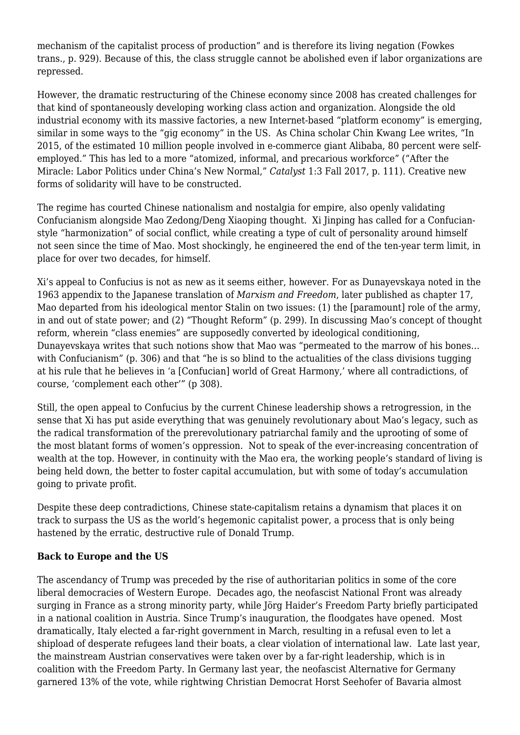mechanism of the capitalist process of production" and is therefore its living negation (Fowkes trans., p. 929). Because of this, the class struggle cannot be abolished even if labor organizations are repressed.

However, the dramatic restructuring of the Chinese economy since 2008 has created challenges for that kind of spontaneously developing working class action and organization. Alongside the old industrial economy with its massive factories, a new Internet-based "platform economy" is emerging, similar in some ways to the "gig economy" in the US. As China scholar Chin Kwang Lee writes, "In 2015, of the estimated 10 million people involved in e-commerce giant Alibaba, 80 percent were self-employed." This has led to a more "atomized, informal, and precarious workforce" ("After the Miracle: Labor Politics under China's New Normal," *Catalyst* 1:3 Fall 2017, p. 111). Creative new forms of solidarity will have to be constructed.

The regime has courted Chinese nationalism and nostalgia for empire, also openly validating Confucianism alongside Mao Zedong/Deng Xiaoping thought. Xi Jinping has called for a Confucian-style "harmonization" of social conflict, while creating a type of cult of personality around himself not seen since the time of Mao. Most shockingly, he engineered the end of the ten-year term limit, in place for over two decades, for himself.

Xi's appeal to Confucius is not as new as it seems either, however. For as Dunayevskaya noted in the 1963 appendix to the Japanese translation of *Marxism and Freedom*, later published as chapter 17, Mao departed from his ideological mentor Stalin on two issues: (1) the [paramount] role of the army, in and out of state power; and (2) "Thought Reform" (p. 299). In discussing Mao's concept of thought reform, wherein "class enemies" are supposedly converted by ideological conditioning, Dunayevskaya writes that such notions show that Mao was "permeated to the marrow of his bones… with Confucianism" (p. 306) and that "he is so blind to the actualities of the class divisions tugging at his rule that he believes in 'a [Confucian] world of Great Harmony,' where all contradictions, of course, 'complement each other'" (p 308).

Still, the open appeal to Confucius by the current Chinese leadership shows a retrogression, in the sense that Xi has put aside everything that was genuinely revolutionary about Mao's legacy, such as the radical transformation of the prerevolutionary patriarchal family and the uprooting of some of the most blatant forms of women's oppression. Not to speak of the ever-increasing concentration of wealth at the top. However, in continuity with the Mao era, the working people's standard of living is being held down, the better to foster capital accumulation, but with some of today's accumulation going to private profit.

Despite these deep contradictions, Chinese state-capitalism retains a dynamism that places it on track to surpass the US as the world's hegemonic capitalist power, a process that is only being hastened by the erratic, destructive rule of Donald Trump.

**Back to Europe and the US**

The ascendancy of Trump was preceded by the rise of authoritarian politics in some of the core liberal democracies of Western Europe. Decades ago, the neofascist National Front was already surging in France as a strong minority party, while Jörg Haider's Freedom Party briefly participated in a national coalition in Austria. Since Trump's inauguration, the floodgates have opened. Most dramatically, Italy elected a far-right government in March, resulting in a refusal even to let a shipload of desperate refugees land their boats, a clear violation of international law. Late last year, the mainstream Austrian conservatives were taken over by a far-right leadership, which is in coalition with the Freedom Party. In Germany last year, the neofascist Alternative for Germany garnered 13% of the vote, while rightwing Christian Democrat Horst Seehofer of Bavaria almost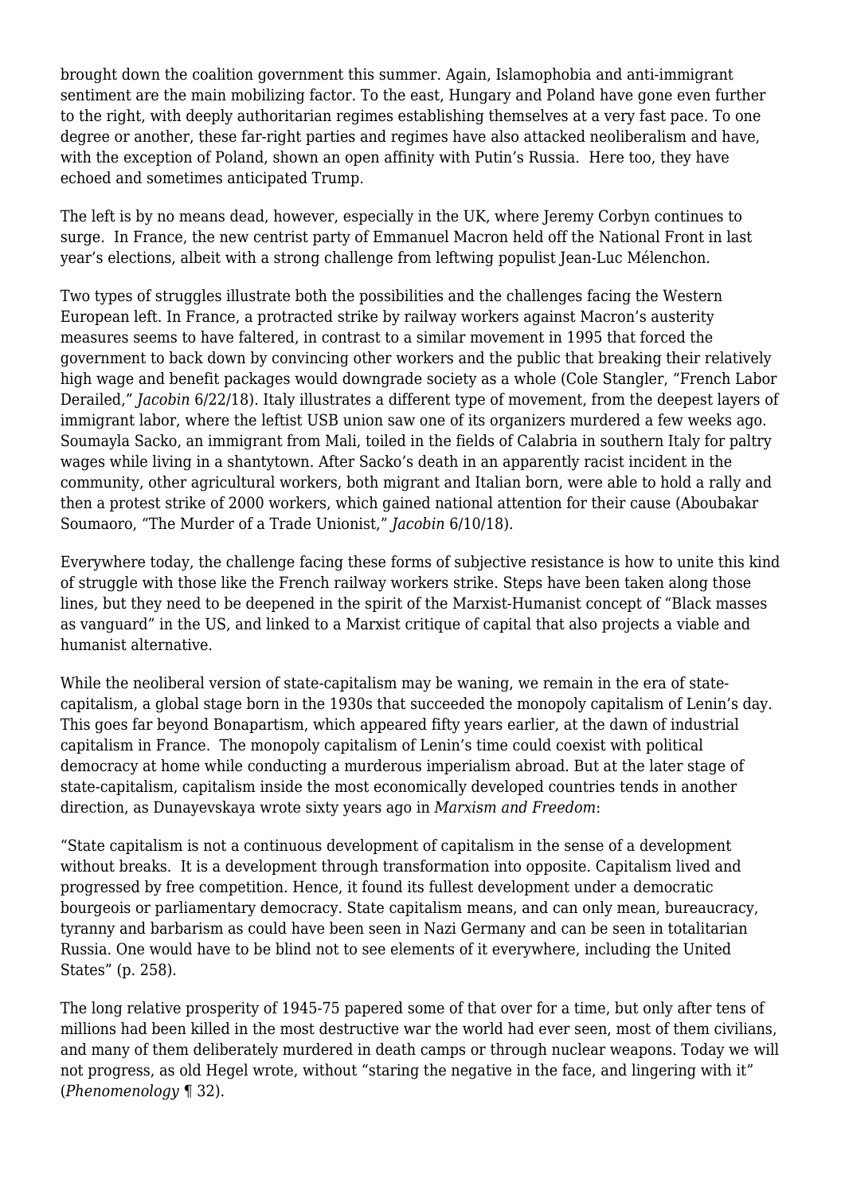brought down the coalition government this summer. Again, Islamophobia and anti-immigrant sentiment are the main mobilizing factor. To the east, Hungary and Poland have gone even further to the right, with deeply authoritarian regimes establishing themselves at a very fast pace. To one degree or another, these far-right parties and regimes have also attacked neoliberalism and have, with the exception of Poland, shown an open affinity with Putin's Russia. Here too, they have echoed and sometimes anticipated Trump.

The left is by no means dead, however, especially in the UK, where Jeremy Corbyn continues to surge. In France, the new centrist party of Emmanuel Macron held off the National Front in last year's elections, albeit with a strong challenge from leftwing populist Jean-Luc Mélenchon.

Two types of struggles illustrate both the possibilities and the challenges facing the Western European left. In France, a protracted strike by railway workers against Macron's austerity measures seems to have faltered, in contrast to a similar movement in 1995 that forced the government to back down by convincing other workers and the public that breaking their relatively high wage and benefit packages would downgrade society as a whole (Cole Stangler, "French Labor Derailed," *Jacobin* 6/22/18). Italy illustrates a different type of movement, from the deepest layers of immigrant labor, where the leftist USB union saw one of its organizers murdered a few weeks ago. Soumayla Sacko, an immigrant from Mali, toiled in the fields of Calabria in southern Italy for paltry wages while living in a shantytown. After Sacko's death in an apparently racist incident in the community, other agricultural workers, both migrant and Italian born, were able to hold a rally and then a protest strike of 2000 workers, which gained national attention for their cause (Aboubakar Soumaoro, "The Murder of a Trade Unionist," *Jacobin* 6/10/18).

Everywhere today, the challenge facing these forms of subjective resistance is how to unite this kind of struggle with those like the French railway workers strike. Steps have been taken along those lines, but they need to be deepened in the spirit of the Marxist-Humanist concept of "Black masses as vanguard" in the US, and linked to a Marxist critique of capital that also projects a viable and humanist alternative.

While the neoliberal version of state-capitalism may be waning, we remain in the era of state-capitalism, a global stage born in the 1930s that succeeded the monopoly capitalism of Lenin's day. This goes far beyond Bonapartism, which appeared fifty years earlier, at the dawn of industrial capitalism in France. The monopoly capitalism of Lenin's time could coexist with political democracy at home while conducting a murderous imperialism abroad. But at the later stage of state-capitalism, capitalism inside the most economically developed countries tends in another direction, as Dunayevskaya wrote sixty years ago in *Marxism and Freedom*:

"State capitalism is not a continuous development of capitalism in the sense of a development without breaks. It is a development through transformation into opposite. Capitalism lived and progressed by free competition. Hence, it found its fullest development under a democratic bourgeois or parliamentary democracy. State capitalism means, and can only mean, bureaucracy, tyranny and barbarism as could have been seen in Nazi Germany and can be seen in totalitarian Russia. One would have to be blind not to see elements of it everywhere, including the United States" (p. 258).

The long relative prosperity of 1945-75 papered some of that over for a time, but only after tens of millions had been killed in the most destructive war the world had ever seen, most of them civilians, and many of them deliberately murdered in death camps or through nuclear weapons. Today we will not progress, as old Hegel wrote, without "staring the negative in the face, and lingering with it" (*Phenomenology* ¶ 32).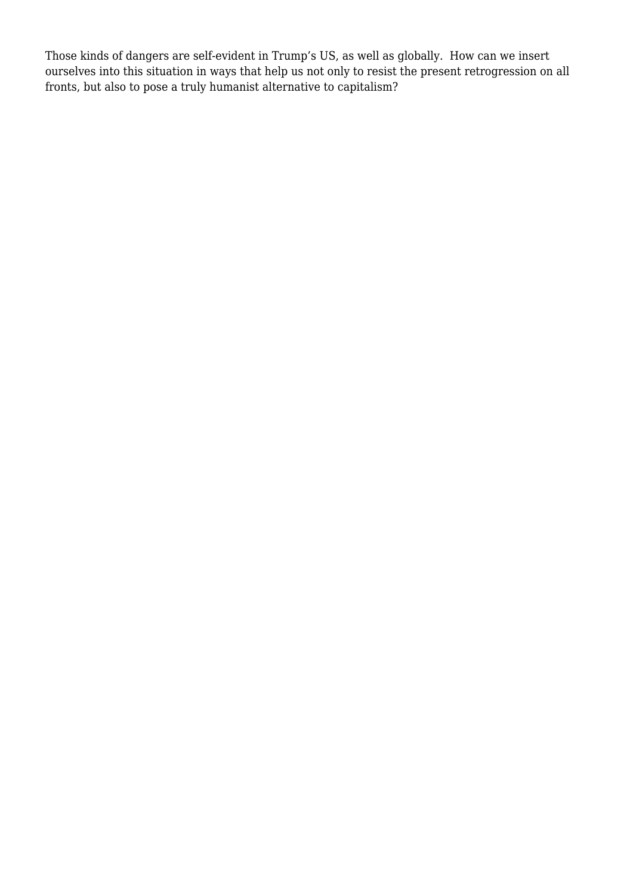Those kinds of dangers are self-evident in Trump's US, as well as globally. How can we insert ourselves into this situation in ways that help us not only to resist the present retrogression on all fronts, but also to pose a truly humanist alternative to capitalism?